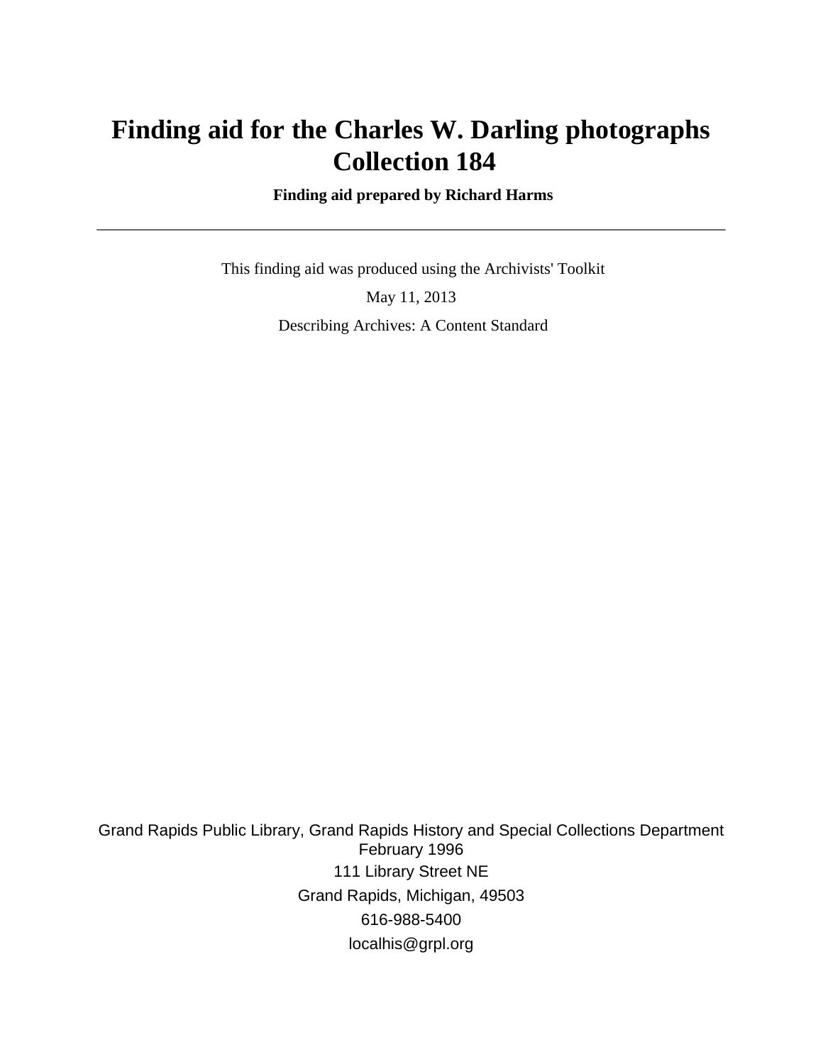# Finding aid for the Charles W. Darling photographs Collection 184

**Finding aid prepared by Richard Harms**

---

This finding aid was produced using the Archivists' Toolkit

May 11, 2013

Describing Archives: A Content Standard

Grand Rapids Public Library, Grand Rapids History and Special Collections Department
February 1996

111 Library Street NE

Grand Rapids, Michigan, 49503

616-988-5400

localhis@grpl.org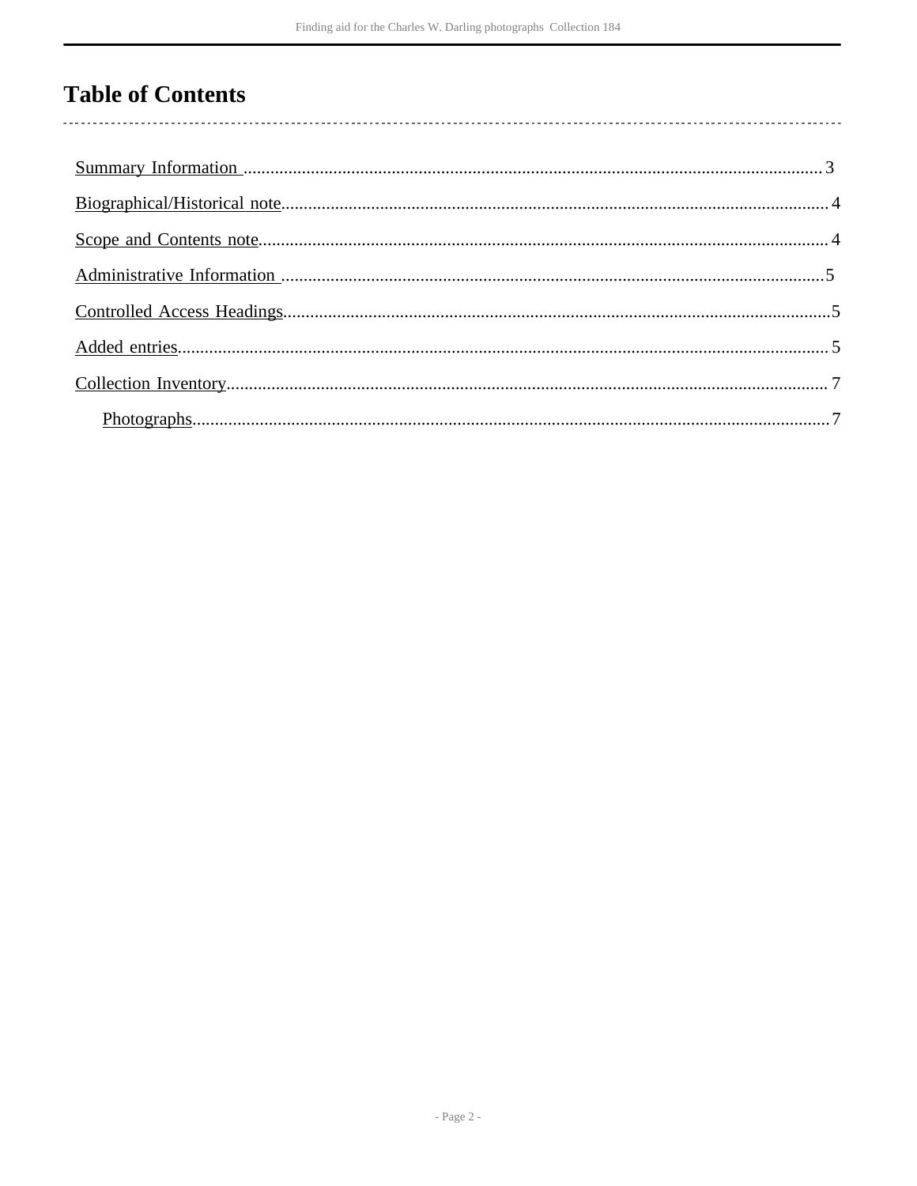# Table of Contents

- Summary Information ........................................ 3
- Biographical/Historical note ........................................ 4
- Scope and Contents note ........................................ 4
- Administrative Information ........................................ 5
- Controlled Access Headings ........................................ 5
- Added entries ........................................ 5
- Collection Inventory ........................................ 7
    - Photographs ........................................ 7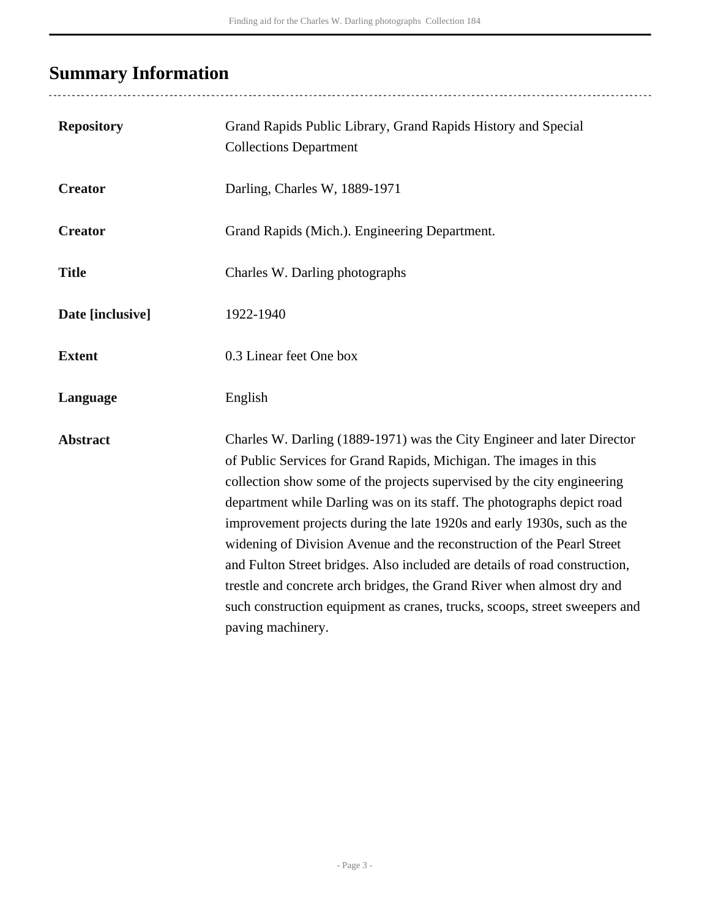## Summary Information

| | |
|---|---|
| **Repository** | Grand Rapids Public Library, Grand Rapids History and Special Collections Department |
| **Creator** | Darling, Charles W, 1889-1971 |
| **Creator** | Grand Rapids (Mich.). Engineering Department. |
| **Title** | Charles W. Darling photographs |
| **Date [inclusive]** | 1922-1940 |
| **Extent** | 0.3 Linear feet One box |
| **Language** | English |
| **Abstract** | Charles W. Darling (1889-1971) was the City Engineer and later Director of Public Services for Grand Rapids, Michigan. The images in this collection show some of the projects supervised by the city engineering department while Darling was on its staff. The photographs depict road improvement projects during the late 1920s and early 1930s, such as the widening of Division Avenue and the reconstruction of the Pearl Street and Fulton Street bridges. Also included are details of road construction, trestle and concrete arch bridges, the Grand River when almost dry and such construction equipment as cranes, trucks, scoops, street sweepers and paving machinery. |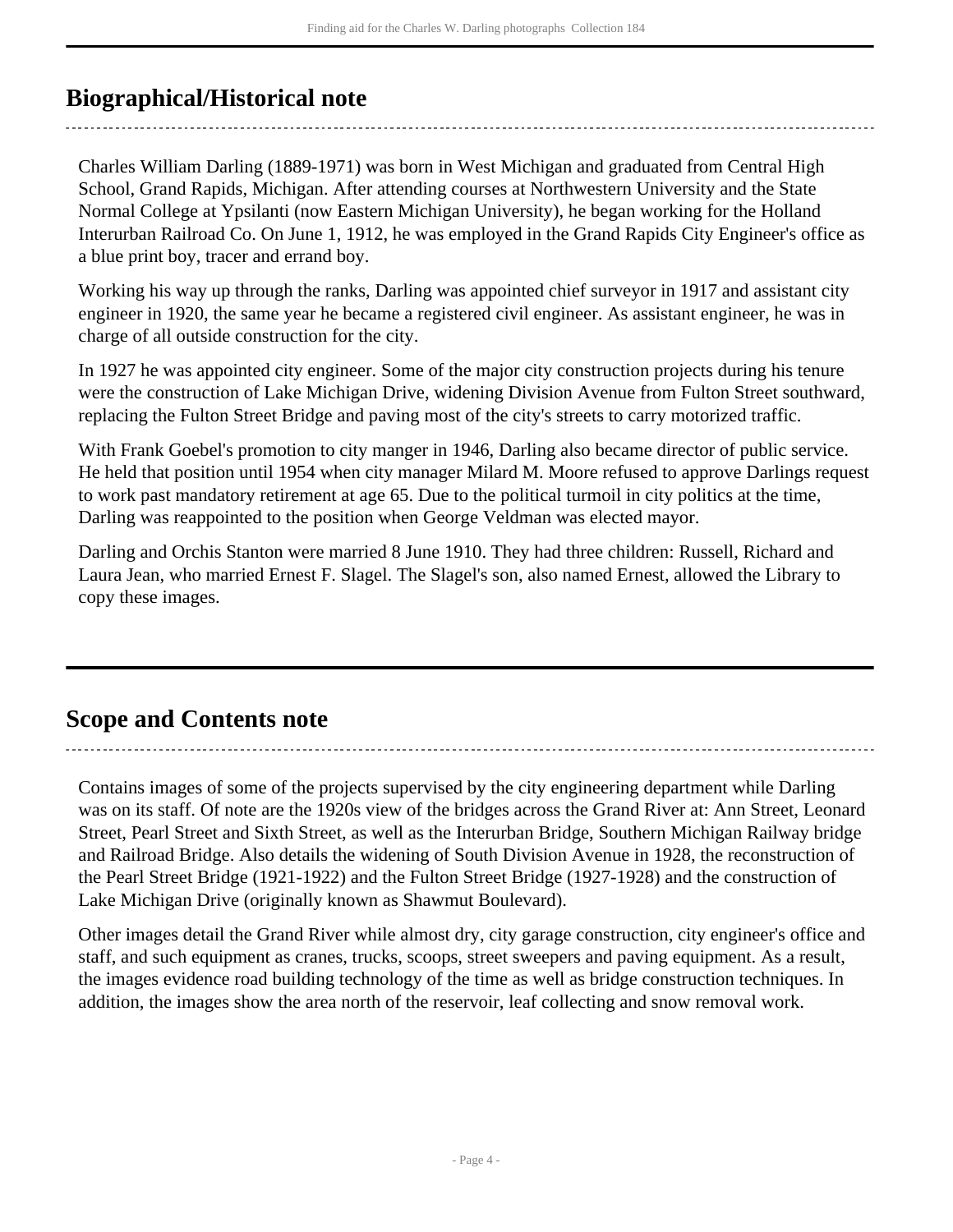## Biographical/Historical note

Charles William Darling (1889-1971) was born in West Michigan and graduated from Central High School, Grand Rapids, Michigan. After attending courses at Northwestern University and the State Normal College at Ypsilanti (now Eastern Michigan University), he began working for the Holland Interurban Railroad Co. On June 1, 1912, he was employed in the Grand Rapids City Engineer's office as a blue print boy, tracer and errand boy.

Working his way up through the ranks, Darling was appointed chief surveyor in 1917 and assistant city engineer in 1920, the same year he became a registered civil engineer. As assistant engineer, he was in charge of all outside construction for the city.

In 1927 he was appointed city engineer. Some of the major city construction projects during his tenure were the construction of Lake Michigan Drive, widening Division Avenue from Fulton Street southward, replacing the Fulton Street Bridge and paving most of the city's streets to carry motorized traffic.

With Frank Goebel's promotion to city manger in 1946, Darling also became director of public service. He held that position until 1954 when city manager Milard M. Moore refused to approve Darlings request to work past mandatory retirement at age 65. Due to the political turmoil in city politics at the time, Darling was reappointed to the position when George Veldman was elected mayor.

Darling and Orchis Stanton were married 8 June 1910. They had three children: Russell, Richard and Laura Jean, who married Ernest F. Slagel. The Slagel's son, also named Ernest, allowed the Library to copy these images.

## Scope and Contents note

Contains images of some of the projects supervised by the city engineering department while Darling was on its staff. Of note are the 1920s view of the bridges across the Grand River at: Ann Street, Leonard Street, Pearl Street and Sixth Street, as well as the Interurban Bridge, Southern Michigan Railway bridge and Railroad Bridge. Also details the widening of South Division Avenue in 1928, the reconstruction of the Pearl Street Bridge (1921-1922) and the Fulton Street Bridge (1927-1928) and the construction of Lake Michigan Drive (originally known as Shawmut Boulevard).

Other images detail the Grand River while almost dry, city garage construction, city engineer's office and staff, and such equipment as cranes, trucks, scoops, street sweepers and paving equipment. As a result, the images evidence road building technology of the time as well as bridge construction techniques. In addition, the images show the area north of the reservoir, leaf collecting and snow removal work.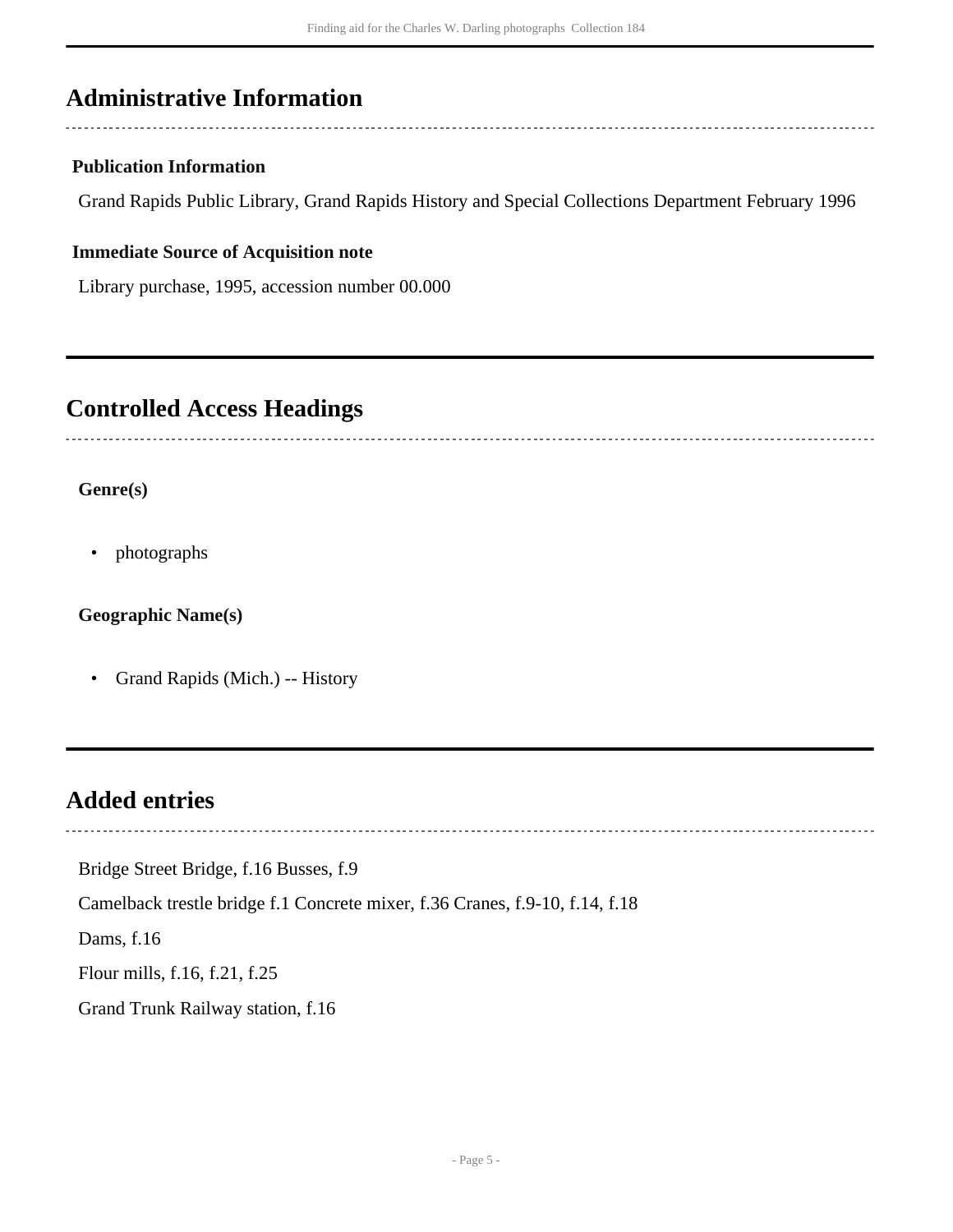## Administrative Information

**Publication Information**

Grand Rapids Public Library, Grand Rapids History and Special Collections Department February 1996

**Immediate Source of Acquisition note**

Library purchase, 1995, accession number 00.000

## Controlled Access Headings

**Genre(s)**

- photographs

**Geographic Name(s)**

- Grand Rapids (Mich.) -- History

## Added entries

Bridge Street Bridge, f.16 Busses, f.9

Camelback trestle bridge f.1 Concrete mixer, f.36 Cranes, f.9-10, f.14, f.18

Dams, f.16

Flour mills, f.16, f.21, f.25

Grand Trunk Railway station, f.16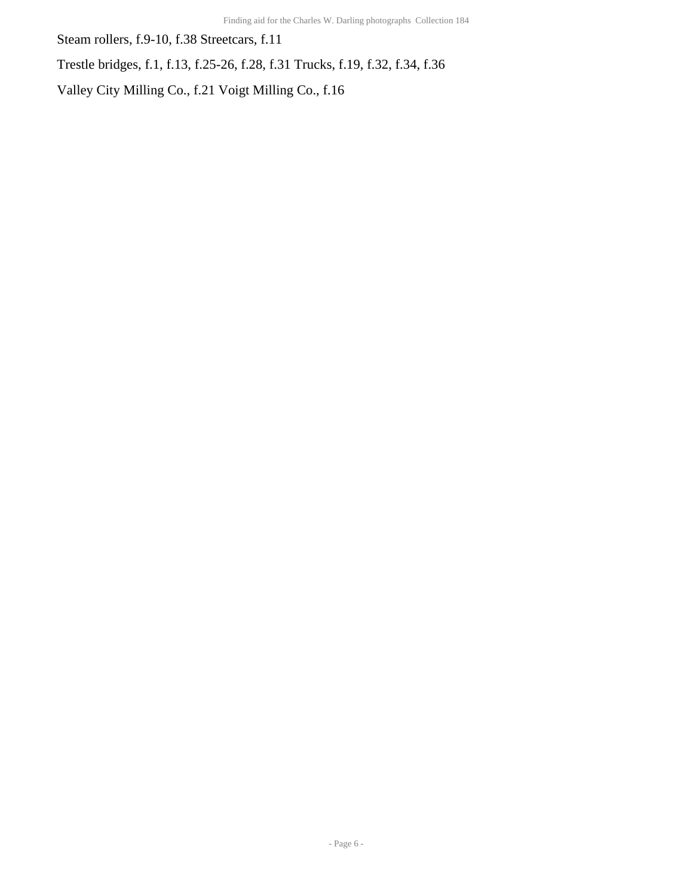Steam rollers, f.9-10, f.38 Streetcars, f.11

Trestle bridges, f.1, f.13, f.25-26, f.28, f.31 Trucks, f.19, f.32, f.34, f.36

Valley City Milling Co., f.21 Voigt Milling Co., f.16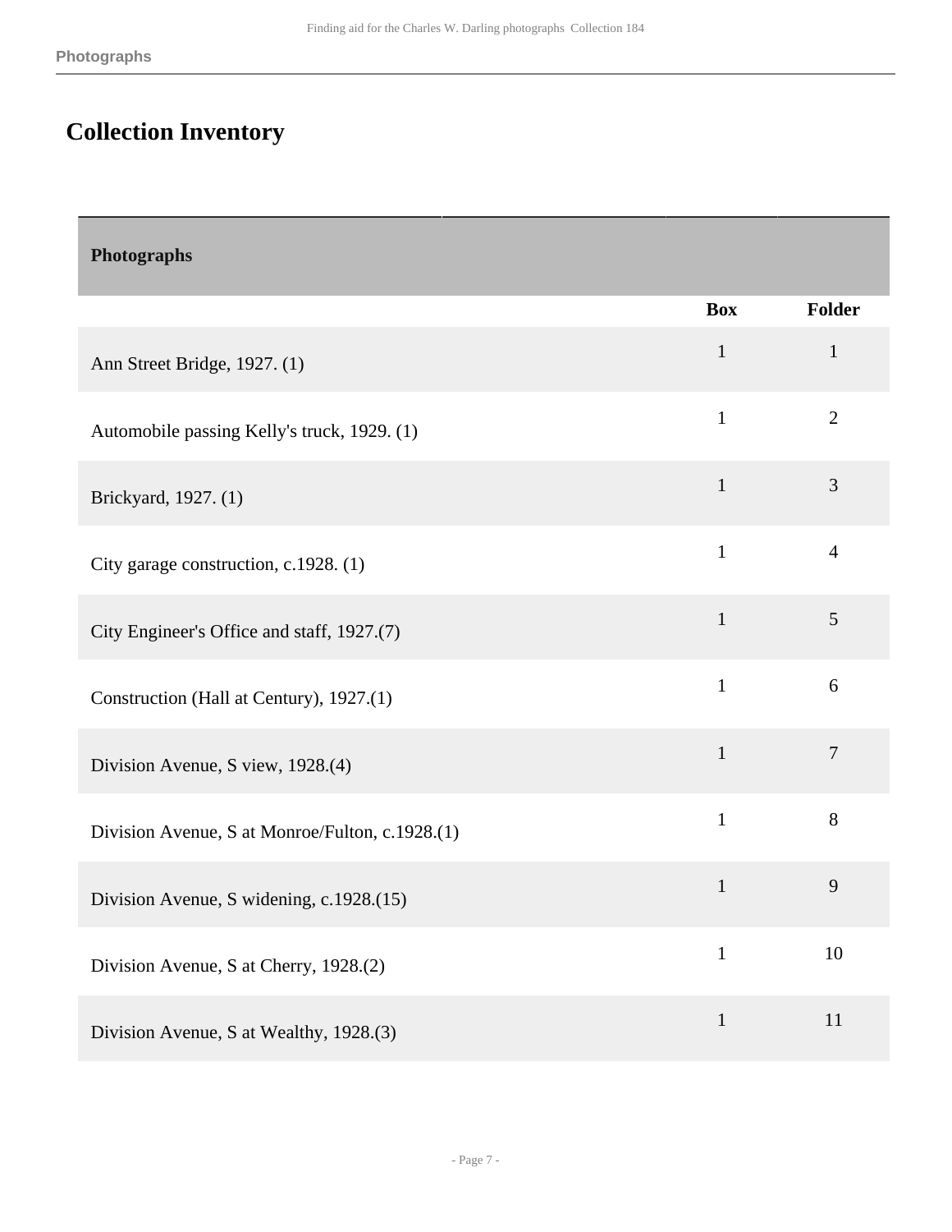# Collection Inventory

| Photographs | | |
|---|---|---|
| | **Box** | **Folder** |
| Ann Street Bridge, 1927. (1) | 1 | 1 |
| Automobile passing Kelly's truck, 1929. (1) | 1 | 2 |
| Brickyard, 1927. (1) | 1 | 3 |
| City garage construction, c.1928. (1) | 1 | 4 |
| City Engineer's Office and staff, 1927.(7) | 1 | 5 |
| Construction (Hall at Century), 1927.(1) | 1 | 6 |
| Division Avenue, S view, 1928.(4) | 1 | 7 |
| Division Avenue, S at Monroe/Fulton, c.1928.(1) | 1 | 8 |
| Division Avenue, S widening, c.1928.(15) | 1 | 9 |
| Division Avenue, S at Cherry, 1928.(2) | 1 | 10 |
| Division Avenue, S at Wealthy, 1928.(3) | 1 | 11 |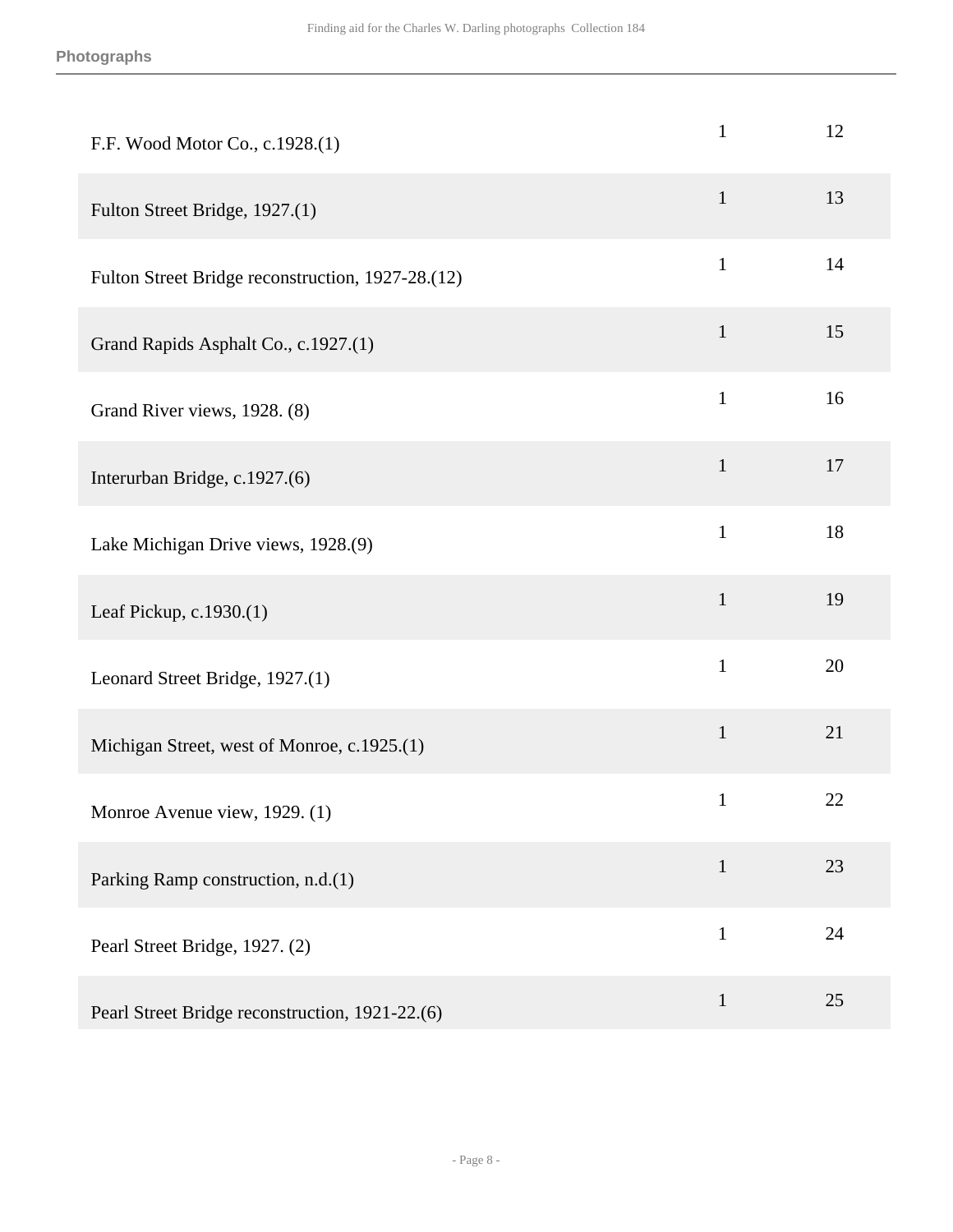**Photographs**

| | | |
|---|---|---|
| F.F. Wood Motor Co., c.1928.(1) | 1 | 12 |
| Fulton Street Bridge, 1927.(1) | 1 | 13 |
| Fulton Street Bridge reconstruction, 1927-28.(12) | 1 | 14 |
| Grand Rapids Asphalt Co., c.1927.(1) | 1 | 15 |
| Grand River views, 1928. (8) | 1 | 16 |
| Interurban Bridge, c.1927.(6) | 1 | 17 |
| Lake Michigan Drive views, 1928.(9) | 1 | 18 |
| Leaf Pickup, c.1930.(1) | 1 | 19 |
| Leonard Street Bridge, 1927.(1) | 1 | 20 |
| Michigan Street, west of Monroe, c.1925.(1) | 1 | 21 |
| Monroe Avenue view, 1929. (1) | 1 | 22 |
| Parking Ramp construction, n.d.(1) | 1 | 23 |
| Pearl Street Bridge, 1927. (2) | 1 | 24 |
| Pearl Street Bridge reconstruction, 1921-22.(6) | 1 | 25 |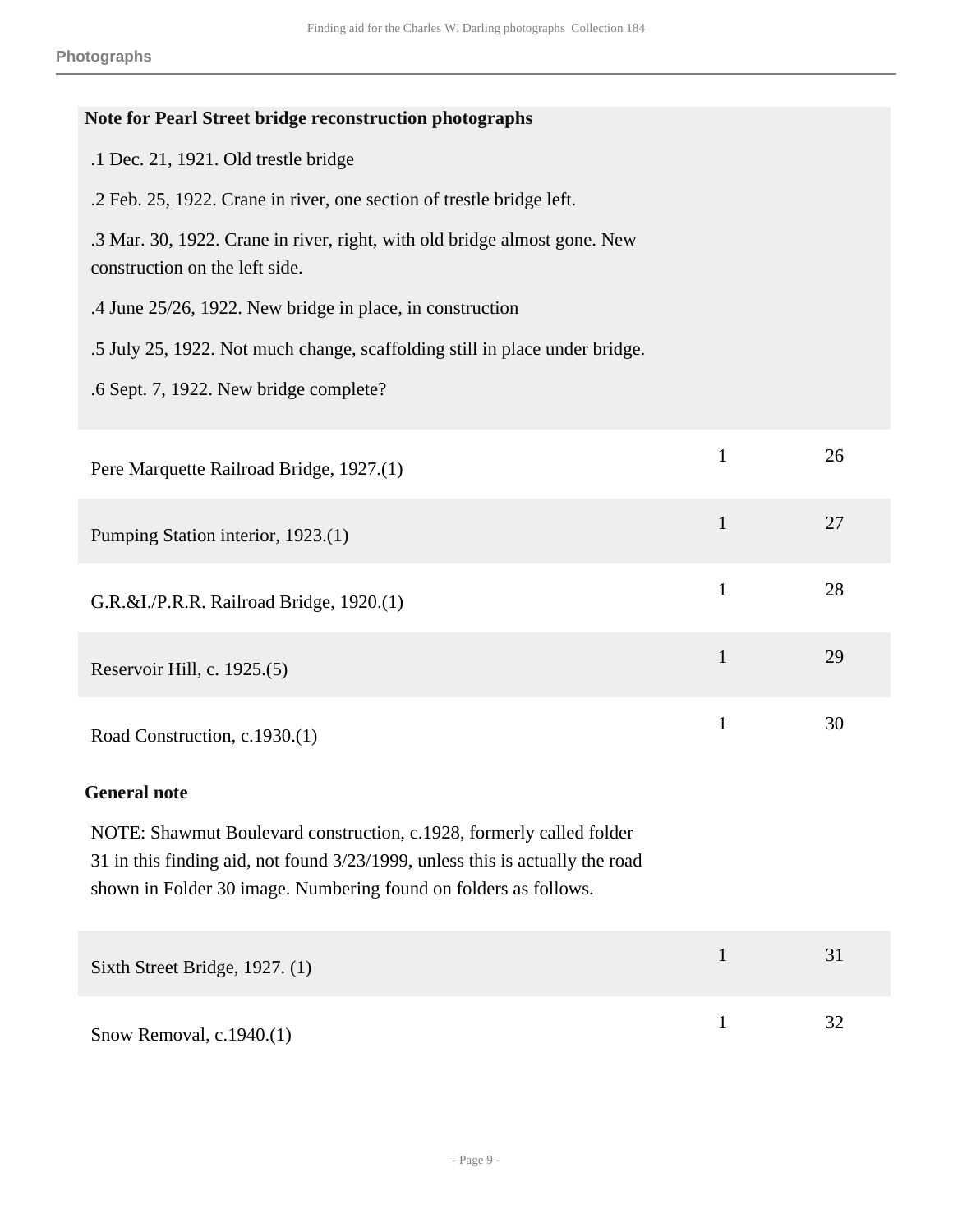**Note for Pearl Street bridge reconstruction photographs**

.1 Dec. 21, 1921. Old trestle bridge

.2 Feb. 25, 1922. Crane in river, one section of trestle bridge left.

.3 Mar. 30, 1922. Crane in river, right, with old bridge almost gone. New construction on the left side.

.4 June 25/26, 1922. New bridge in place, in construction

.5 July 25, 1922. Not much change, scaffolding still in place under bridge.

.6 Sept. 7, 1922. New bridge complete?

| | | |
|---|---|---|
| Pere Marquette Railroad Bridge, 1927.(1) | 1 | 26 |
| Pumping Station interior, 1923.(1) | 1 | 27 |
| G.R.&I./P.R.R. Railroad Bridge, 1920.(1) | 1 | 28 |
| Reservoir Hill, c. 1925.(5) | 1 | 29 |
| Road Construction, c.1930.(1) | 1 | 30 |

**General note**

NOTE: Shawmut Boulevard construction, c.1928, formerly called folder 31 in this finding aid, not found 3/23/1999, unless this is actually the road shown in Folder 30 image. Numbering found on folders as follows.

| | | |
|---|---|---|
| Sixth Street Bridge, 1927. (1) | 1 | 31 |
| Snow Removal, c.1940.(1) | 1 | 32 |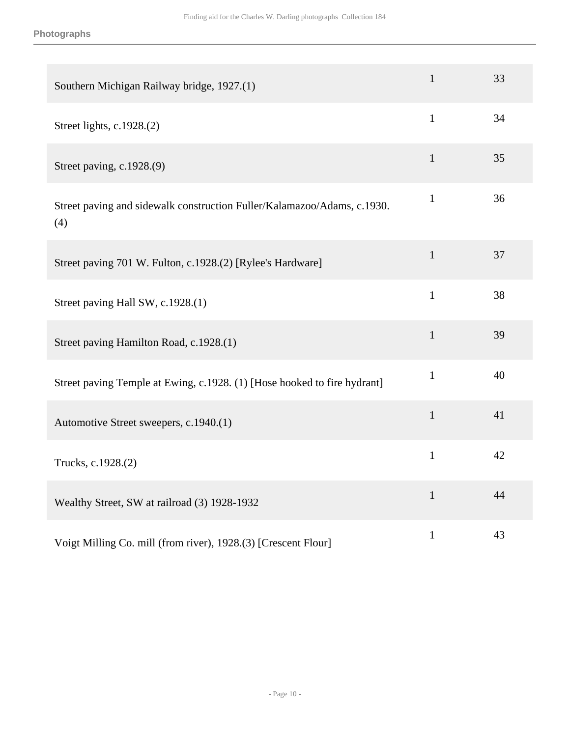**Photographs**

| | | |
|---|---|---|
| Southern Michigan Railway bridge, 1927.(1) | 1 | 33 |
| Street lights, c.1928.(2) | 1 | 34 |
| Street paving, c.1928.(9) | 1 | 35 |
| Street paving and sidewalk construction Fuller/Kalamazoo/Adams, c.1930. (4) | 1 | 36 |
| Street paving 701 W. Fulton, c.1928.(2) [Rylee's Hardware] | 1 | 37 |
| Street paving Hall SW, c.1928.(1) | 1 | 38 |
| Street paving Hamilton Road, c.1928.(1) | 1 | 39 |
| Street paving Temple at Ewing, c.1928. (1) [Hose hooked to fire hydrant] | 1 | 40 |
| Automotive Street sweepers, c.1940.(1) | 1 | 41 |
| Trucks, c.1928.(2) | 1 | 42 |
| Wealthy Street, SW at railroad (3) 1928-1932 | 1 | 44 |
| Voigt Milling Co. mill (from river), 1928.(3) [Crescent Flour] | 1 | 43 |